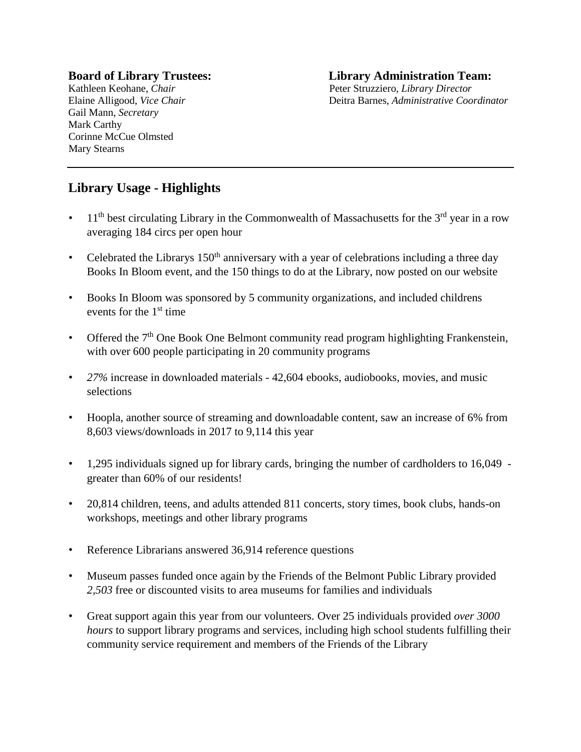**Board of Library Trustees:**
Kathleen Keohane, *Chair*
Elaine Alligood, *Vice Chair*
Gail Mann, *Secretary*
Mark Carthy
Corinne McCue Olmsted
Mary Stearns

**Library Administration Team:**
Peter Struzziero, *Library Director*
Deitra Barnes, *Administrative Coordinator*

---

## Library Usage - Highlights

- 11th best circulating Library in the Commonwealth of Massachusetts for the 3rd year in a row averaging 184 circs per open hour
- Celebrated the Librarys 150th anniversary with a year of celebrations including a three day Books In Bloom event, and the 150 things to do at the Library, now posted on our website
- Books In Bloom was sponsored by 5 community organizations, and included childrens events for the 1st time
- Offered the 7th One Book One Belmont community read program highlighting Frankenstein, with over 600 people participating in 20 community programs
- *27%* increase in downloaded materials - 42,604 ebooks, audiobooks, movies, and music selections
- Hoopla, another source of streaming and downloadable content, saw an increase of 6% from 8,603 views/downloads in 2017 to 9,114 this year
- 1,295 individuals signed up for library cards, bringing the number of cardholders to 16,049 - greater than 60% of our residents!
- 20,814 children, teens, and adults attended 811 concerts, story times, book clubs, hands-on workshops, meetings and other library programs
- Reference Librarians answered 36,914 reference questions
- Museum passes funded once again by the Friends of the Belmont Public Library provided *2,503* free or discounted visits to area museums for families and individuals
- Great support again this year from our volunteers. Over 25 individuals provided *over 3000 hours* to support library programs and services, including high school students fulfilling their community service requirement and members of the Friends of the Library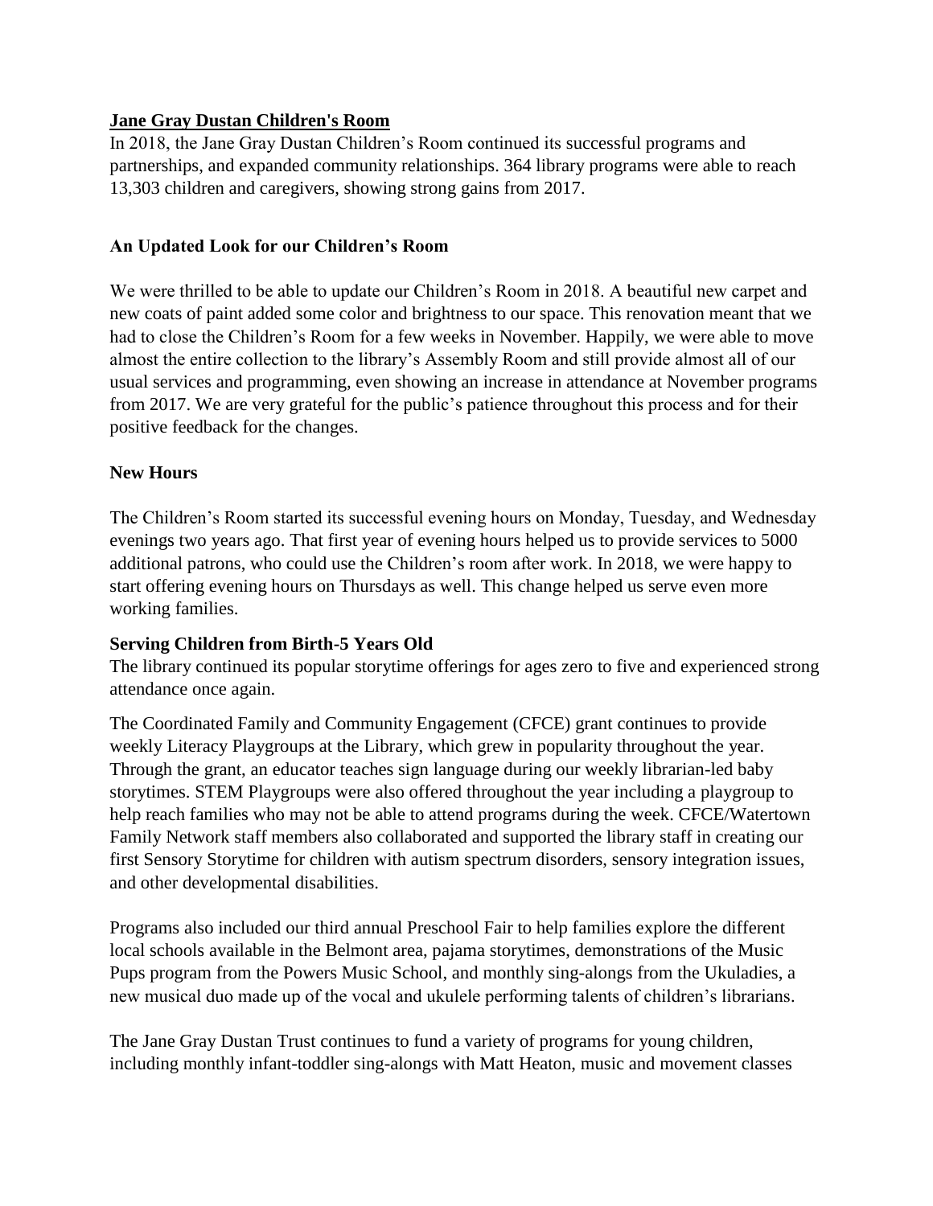## Jane Gray Dustan Children's Room

In 2018, the Jane Gray Dustan Children's Room continued its successful programs and partnerships, and expanded community relationships. 364 library programs were able to reach 13,303 children and caregivers, showing strong gains from 2017.

### An Updated Look for our Children's Room

We were thrilled to be able to update our Children's Room in 2018. A beautiful new carpet and new coats of paint added some color and brightness to our space. This renovation meant that we had to close the Children's Room for a few weeks in November. Happily, we were able to move almost the entire collection to the library's Assembly Room and still provide almost all of our usual services and programming, even showing an increase in attendance at November programs from 2017. We are very grateful for the public's patience throughout this process and for their positive feedback for the changes.

### New Hours

The Children's Room started its successful evening hours on Monday, Tuesday, and Wednesday evenings two years ago. That first year of evening hours helped us to provide services to 5000 additional patrons, who could use the Children's room after work. In 2018, we were happy to start offering evening hours on Thursdays as well. This change helped us serve even more working families.

### Serving Children from Birth-5 Years Old

The library continued its popular storytime offerings for ages zero to five and experienced strong attendance once again.

The Coordinated Family and Community Engagement (CFCE) grant continues to provide weekly Literacy Playgroups at the Library, which grew in popularity throughout the year. Through the grant, an educator teaches sign language during our weekly librarian-led baby storytimes. STEM Playgroups were also offered throughout the year including a playgroup to help reach families who may not be able to attend programs during the week. CFCE/Watertown Family Network staff members also collaborated and supported the library staff in creating our first Sensory Storytime for children with autism spectrum disorders, sensory integration issues, and other developmental disabilities.

Programs also included our third annual Preschool Fair to help families explore the different local schools available in the Belmont area, pajama storytimes, demonstrations of the Music Pups program from the Powers Music School, and monthly sing-alongs from the Ukuladies, a new musical duo made up of the vocal and ukulele performing talents of children's librarians.

The Jane Gray Dustan Trust continues to fund a variety of programs for young children, including monthly infant-toddler sing-alongs with Matt Heaton, music and movement classes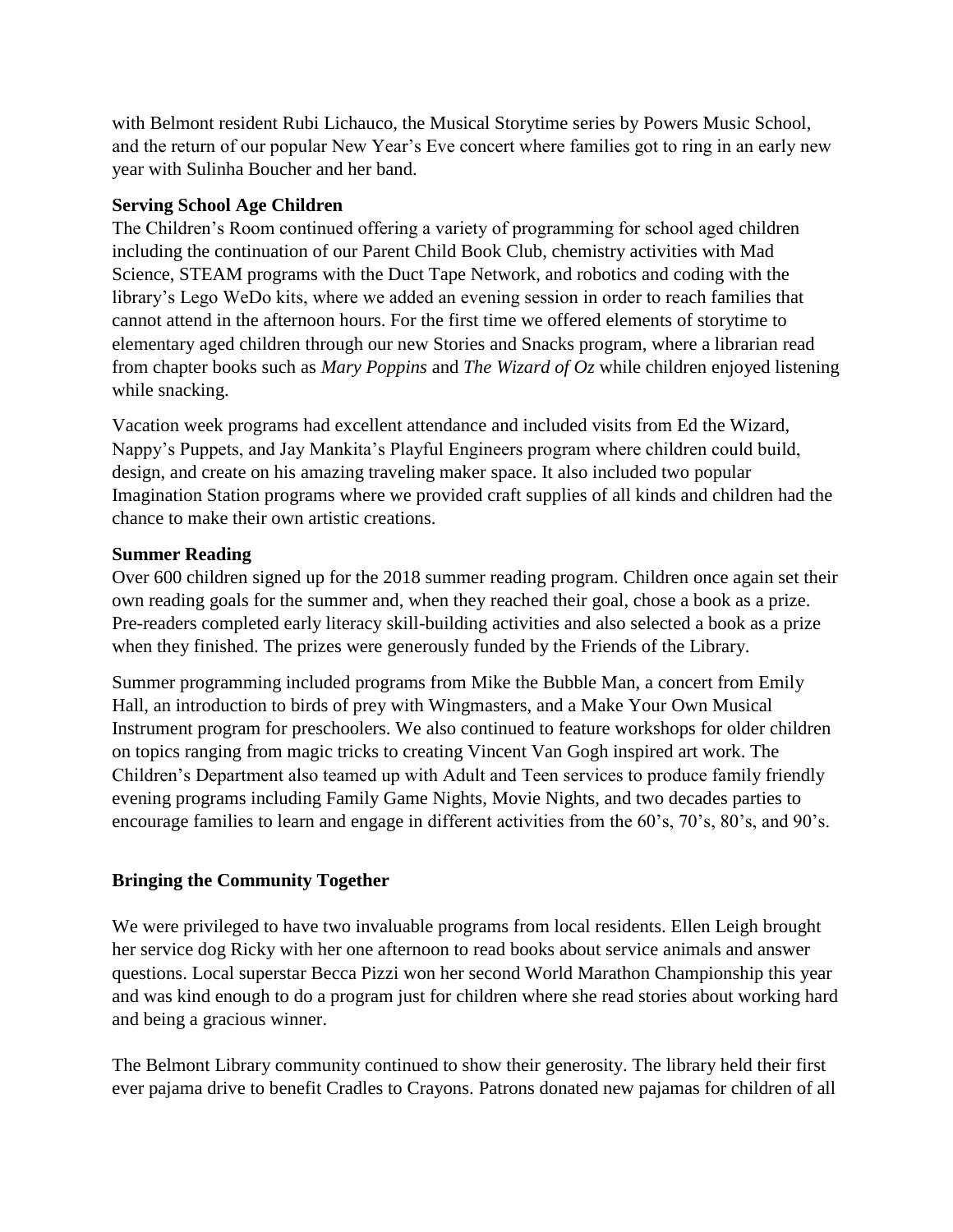with Belmont resident Rubi Lichauco, the Musical Storytime series by Powers Music School, and the return of our popular New Year's Eve concert where families got to ring in an early new year with Sulinha Boucher and her band.

**Serving School Age Children**

The Children's Room continued offering a variety of programming for school aged children including the continuation of our Parent Child Book Club, chemistry activities with Mad Science, STEAM programs with the Duct Tape Network, and robotics and coding with the library's Lego WeDo kits, where we added an evening session in order to reach families that cannot attend in the afternoon hours. For the first time we offered elements of storytime to elementary aged children through our new Stories and Snacks program, where a librarian read from chapter books such as *Mary Poppins* and *The Wizard of Oz* while children enjoyed listening while snacking.

Vacation week programs had excellent attendance and included visits from Ed the Wizard, Nappy's Puppets, and Jay Mankita's Playful Engineers program where children could build, design, and create on his amazing traveling maker space. It also included two popular Imagination Station programs where we provided craft supplies of all kinds and children had the chance to make their own artistic creations.

**Summer Reading**

Over 600 children signed up for the 2018 summer reading program. Children once again set their own reading goals for the summer and, when they reached their goal, chose a book as a prize. Pre-readers completed early literacy skill-building activities and also selected a book as a prize when they finished. The prizes were generously funded by the Friends of the Library.

Summer programming included programs from Mike the Bubble Man, a concert from Emily Hall, an introduction to birds of prey with Wingmasters, and a Make Your Own Musical Instrument program for preschoolers. We also continued to feature workshops for older children on topics ranging from magic tricks to creating Vincent Van Gogh inspired art work. The Children's Department also teamed up with Adult and Teen services to produce family friendly evening programs including Family Game Nights, Movie Nights, and two decades parties to encourage families to learn and engage in different activities from the 60's, 70's, 80's, and 90's.

**Bringing the Community Together**

We were privileged to have two invaluable programs from local residents. Ellen Leigh brought her service dog Ricky with her one afternoon to read books about service animals and answer questions. Local superstar Becca Pizzi won her second World Marathon Championship this year and was kind enough to do a program just for children where she read stories about working hard and being a gracious winner.

The Belmont Library community continued to show their generosity. The library held their first ever pajama drive to benefit Cradles to Crayons. Patrons donated new pajamas for children of all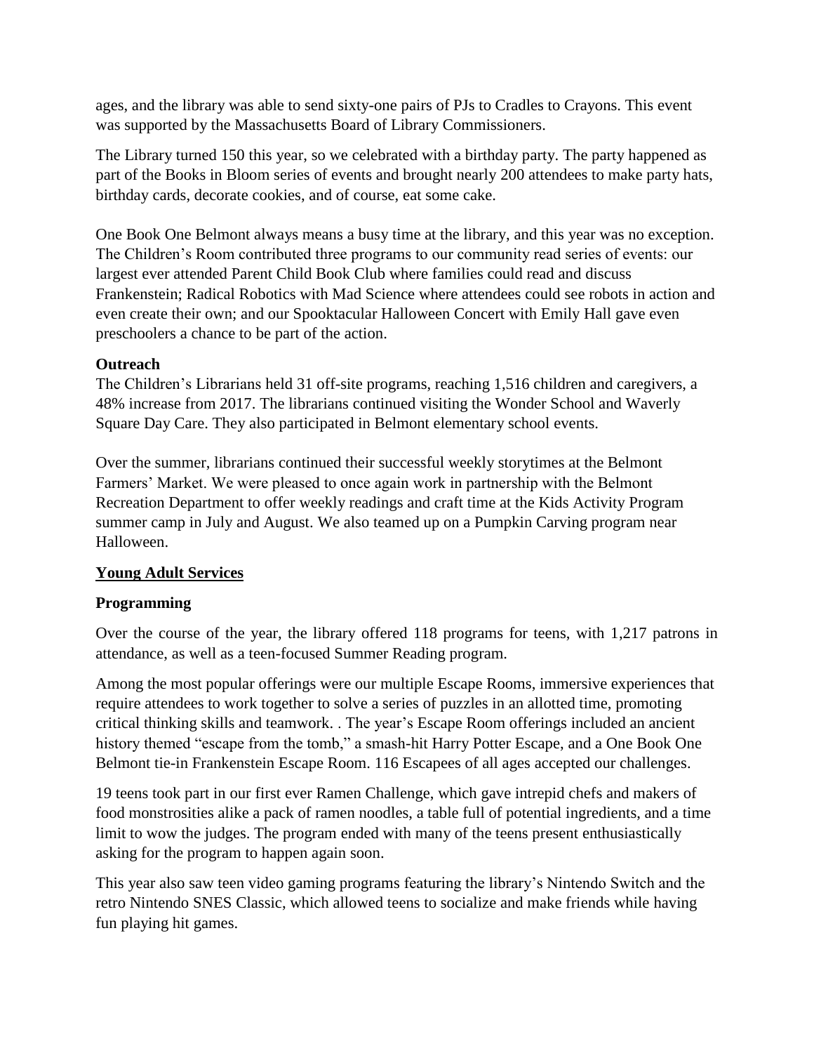ages, and the library was able to send sixty-one pairs of PJs to Cradles to Crayons. This event was supported by the Massachusetts Board of Library Commissioners.

The Library turned 150 this year, so we celebrated with a birthday party. The party happened as part of the Books in Bloom series of events and brought nearly 200 attendees to make party hats, birthday cards, decorate cookies, and of course, eat some cake.

One Book One Belmont always means a busy time at the library, and this year was no exception. The Children's Room contributed three programs to our community read series of events: our largest ever attended Parent Child Book Club where families could read and discuss Frankenstein; Radical Robotics with Mad Science where attendees could see robots in action and even create their own; and our Spooktacular Halloween Concert with Emily Hall gave even preschoolers a chance to be part of the action.

**Outreach**

The Children's Librarians held 31 off-site programs, reaching 1,516 children and caregivers, a 48% increase from 2017. The librarians continued visiting the Wonder School and Waverly Square Day Care. They also participated in Belmont elementary school events.

Over the summer, librarians continued their successful weekly storytimes at the Belmont Farmers' Market. We were pleased to once again work in partnership with the Belmont Recreation Department to offer weekly readings and craft time at the Kids Activity Program summer camp in July and August. We also teamed up on a Pumpkin Carving program near Halloween.

## Young Adult Services

**Programming**

Over the course of the year, the library offered 118 programs for teens, with 1,217 patrons in attendance, as well as a teen-focused Summer Reading program.

Among the most popular offerings were our multiple Escape Rooms, immersive experiences that require attendees to work together to solve a series of puzzles in an allotted time, promoting critical thinking skills and teamwork. . The year's Escape Room offerings included an ancient history themed "escape from the tomb," a smash-hit Harry Potter Escape, and a One Book One Belmont tie-in Frankenstein Escape Room. 116 Escapees of all ages accepted our challenges.

19 teens took part in our first ever Ramen Challenge, which gave intrepid chefs and makers of food monstrosities alike a pack of ramen noodles, a table full of potential ingredients, and a time limit to wow the judges. The program ended with many of the teens present enthusiastically asking for the program to happen again soon.

This year also saw teen video gaming programs featuring the library's Nintendo Switch and the retro Nintendo SNES Classic, which allowed teens to socialize and make friends while having fun playing hit games.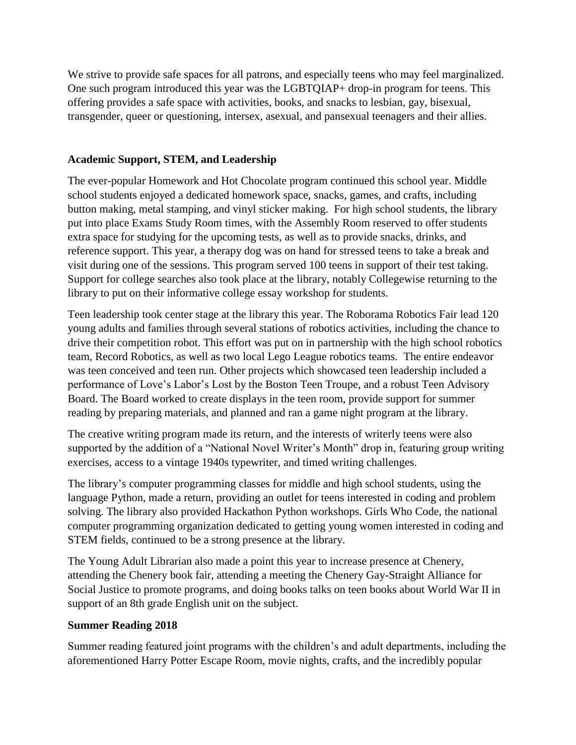We strive to provide safe spaces for all patrons, and especially teens who may feel marginalized. One such program introduced this year was the LGBTQIAP+ drop-in program for teens. This offering provides a safe space with activities, books, and snacks to lesbian, gay, bisexual, transgender, queer or questioning, intersex, asexual, and pansexual teenagers and their allies.

### Academic Support, STEM, and Leadership

The ever-popular Homework and Hot Chocolate program continued this school year. Middle school students enjoyed a dedicated homework space, snacks, games, and crafts, including button making, metal stamping, and vinyl sticker making. For high school students, the library put into place Exams Study Room times, with the Assembly Room reserved to offer students extra space for studying for the upcoming tests, as well as to provide snacks, drinks, and reference support. This year, a therapy dog was on hand for stressed teens to take a break and visit during one of the sessions. This program served 100 teens in support of their test taking. Support for college searches also took place at the library, notably Collegewise returning to the library to put on their informative college essay workshop for students.

Teen leadership took center stage at the library this year. The Roborama Robotics Fair lead 120 young adults and families through several stations of robotics activities, including the chance to drive their competition robot. This effort was put on in partnership with the high school robotics team, Record Robotics, as well as two local Lego League robotics teams. The entire endeavor was teen conceived and teen run. Other projects which showcased teen leadership included a performance of Love's Labor's Lost by the Boston Teen Troupe, and a robust Teen Advisory Board. The Board worked to create displays in the teen room, provide support for summer reading by preparing materials, and planned and ran a game night program at the library.

The creative writing program made its return, and the interests of writerly teens were also supported by the addition of a "National Novel Writer's Month" drop in, featuring group writing exercises, access to a vintage 1940s typewriter, and timed writing challenges.

The library's computer programming classes for middle and high school students, using the language Python, made a return, providing an outlet for teens interested in coding and problem solving. The library also provided Hackathon Python workshops. Girls Who Code, the national computer programming organization dedicated to getting young women interested in coding and STEM fields, continued to be a strong presence at the library.

The Young Adult Librarian also made a point this year to increase presence at Chenery, attending the Chenery book fair, attending a meeting the Chenery Gay-Straight Alliance for Social Justice to promote programs, and doing books talks on teen books about World War II in support of an 8th grade English unit on the subject.

### Summer Reading 2018

Summer reading featured joint programs with the children's and adult departments, including the aforementioned Harry Potter Escape Room, movie nights, crafts, and the incredibly popular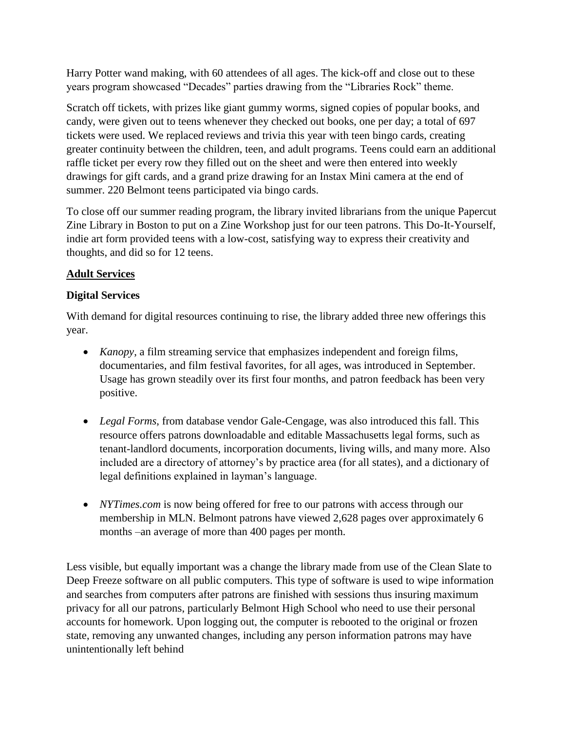Harry Potter wand making, with 60 attendees of all ages. The kick-off and close out to these years program showcased "Decades" parties drawing from the "Libraries Rock" theme.

Scratch off tickets, with prizes like giant gummy worms, signed copies of popular books, and candy, were given out to teens whenever they checked out books, one per day; a total of 697 tickets were used. We replaced reviews and trivia this year with teen bingo cards, creating greater continuity between the children, teen, and adult programs. Teens could earn an additional raffle ticket per every row they filled out on the sheet and were then entered into weekly drawings for gift cards, and a grand prize drawing for an Instax Mini camera at the end of summer. 220 Belmont teens participated via bingo cards.

To close off our summer reading program, the library invited librarians from the unique Papercut Zine Library in Boston to put on a Zine Workshop just for our teen patrons. This Do-It-Yourself, indie art form provided teens with a low-cost, satisfying way to express their creativity and thoughts, and did so for 12 teens.

## Adult Services

### Digital Services

With demand for digital resources continuing to rise, the library added three new offerings this year.

- *Kanopy*, a film streaming service that emphasizes independent and foreign films, documentaries, and film festival favorites, for all ages, was introduced in September. Usage has grown steadily over its first four months, and patron feedback has been very positive.

- *Legal Forms*, from database vendor Gale-Cengage, was also introduced this fall. This resource offers patrons downloadable and editable Massachusetts legal forms, such as tenant-landlord documents, incorporation documents, living wills, and many more. Also included are a directory of attorney's by practice area (for all states), and a dictionary of legal definitions explained in layman's language.

- *NYTimes.com* is now being offered for free to our patrons with access through our membership in MLN. Belmont patrons have viewed 2,628 pages over approximately 6 months –an average of more than 400 pages per month.

Less visible, but equally important was a change the library made from use of the Clean Slate to Deep Freeze software on all public computers. This type of software is used to wipe information and searches from computers after patrons are finished with sessions thus insuring maximum privacy for all our patrons, particularly Belmont High School who need to use their personal accounts for homework. Upon logging out, the computer is rebooted to the original or frozen state, removing any unwanted changes, including any person information patrons may have unintentionally left behind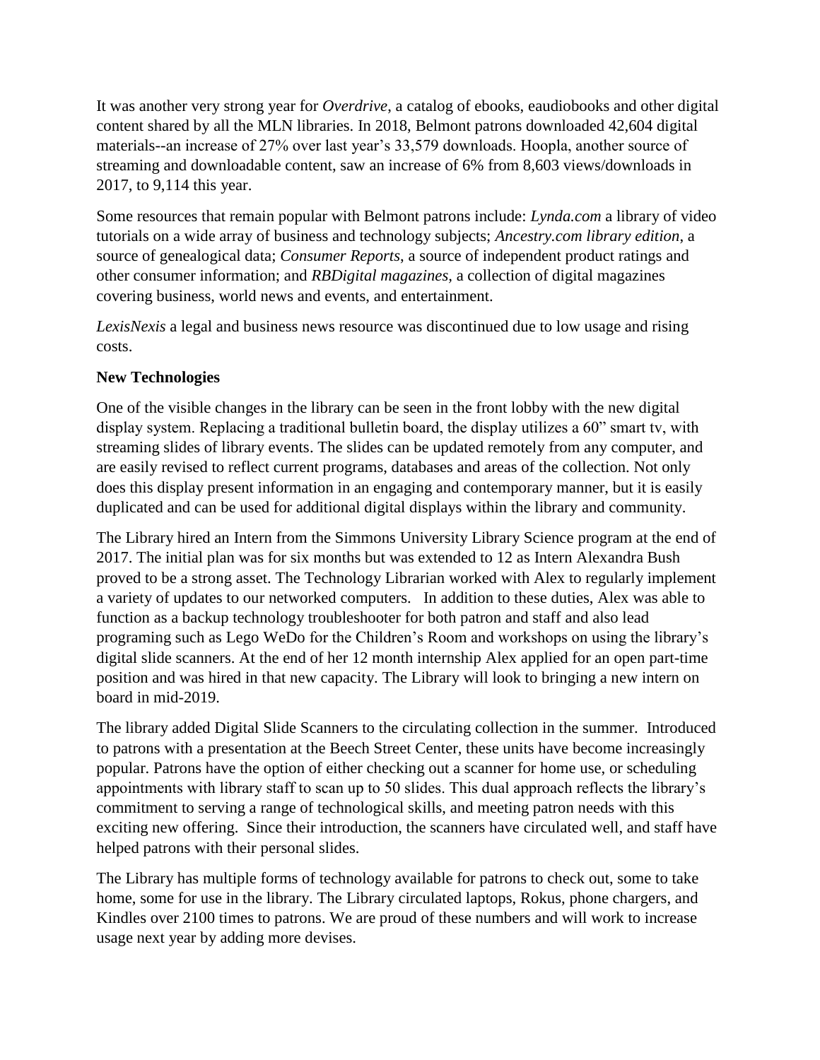It was another very strong year for *Overdrive*, a catalog of ebooks, eaudiobooks and other digital content shared by all the MLN libraries. In 2018, Belmont patrons downloaded 42,604 digital materials--an increase of 27% over last year's 33,579 downloads. Hoopla, another source of streaming and downloadable content, saw an increase of 6% from 8,603 views/downloads in 2017, to 9,114 this year.

Some resources that remain popular with Belmont patrons include: *Lynda.com* a library of video tutorials on a wide array of business and technology subjects; *Ancestry.com library edition*, a source of genealogical data; *Consumer Reports*, a source of independent product ratings and other consumer information; and *RBDigital magazines,* a collection of digital magazines covering business, world news and events, and entertainment.

*LexisNexis* a legal and business news resource was discontinued due to low usage and rising costs.

**New Technologies**

One of the visible changes in the library can be seen in the front lobby with the new digital display system. Replacing a traditional bulletin board, the display utilizes a 60" smart tv, with streaming slides of library events. The slides can be updated remotely from any computer, and are easily revised to reflect current programs, databases and areas of the collection. Not only does this display present information in an engaging and contemporary manner, but it is easily duplicated and can be used for additional digital displays within the library and community.

The Library hired an Intern from the Simmons University Library Science program at the end of 2017. The initial plan was for six months but was extended to 12 as Intern Alexandra Bush proved to be a strong asset. The Technology Librarian worked with Alex to regularly implement a variety of updates to our networked computers. In addition to these duties, Alex was able to function as a backup technology troubleshooter for both patron and staff and also lead programing such as Lego WeDo for the Children's Room and workshops on using the library's digital slide scanners. At the end of her 12 month internship Alex applied for an open part-time position and was hired in that new capacity. The Library will look to bringing a new intern on board in mid-2019.

The library added Digital Slide Scanners to the circulating collection in the summer. Introduced to patrons with a presentation at the Beech Street Center, these units have become increasingly popular. Patrons have the option of either checking out a scanner for home use, or scheduling appointments with library staff to scan up to 50 slides. This dual approach reflects the library's commitment to serving a range of technological skills, and meeting patron needs with this exciting new offering. Since their introduction, the scanners have circulated well, and staff have helped patrons with their personal slides.

The Library has multiple forms of technology available for patrons to check out, some to take home, some for use in the library. The Library circulated laptops, Rokus, phone chargers, and Kindles over 2100 times to patrons. We are proud of these numbers and will work to increase usage next year by adding more devises.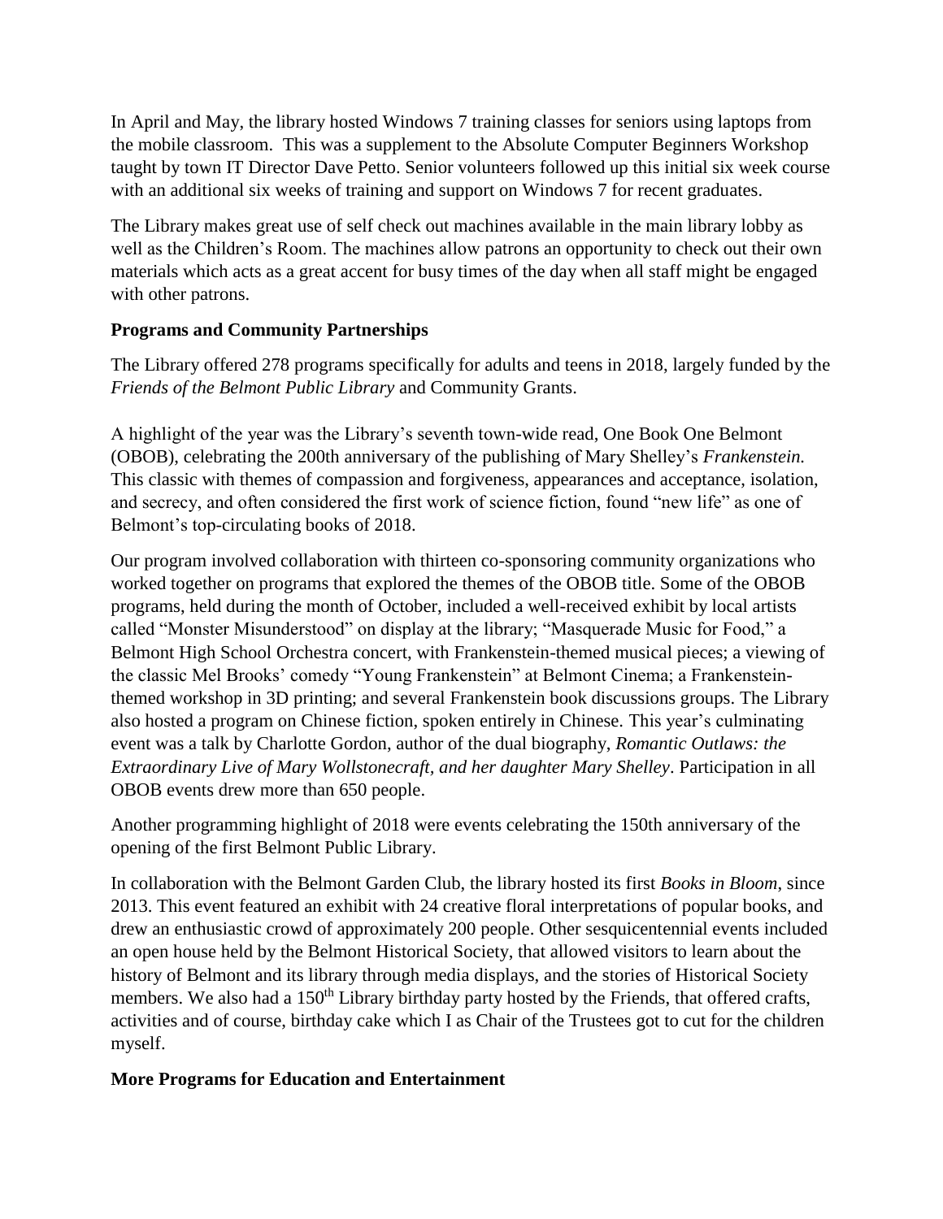In April and May, the library hosted Windows 7 training classes for seniors using laptops from the mobile classroom. This was a supplement to the Absolute Computer Beginners Workshop taught by town IT Director Dave Petto. Senior volunteers followed up this initial six week course with an additional six weeks of training and support on Windows 7 for recent graduates.

The Library makes great use of self check out machines available in the main library lobby as well as the Children's Room. The machines allow patrons an opportunity to check out their own materials which acts as a great accent for busy times of the day when all staff might be engaged with other patrons.

**Programs and Community Partnerships**

The Library offered 278 programs specifically for adults and teens in 2018, largely funded by the *Friends of the Belmont Public Library* and Community Grants.

A highlight of the year was the Library's seventh town-wide read, One Book One Belmont (OBOB), celebrating the 200th anniversary of the publishing of Mary Shelley's *Frankenstein.* This classic with themes of compassion and forgiveness, appearances and acceptance, isolation, and secrecy, and often considered the first work of science fiction, found "new life" as one of Belmont's top-circulating books of 2018.

Our program involved collaboration with thirteen co-sponsoring community organizations who worked together on programs that explored the themes of the OBOB title. Some of the OBOB programs, held during the month of October, included a well-received exhibit by local artists called "Monster Misunderstood" on display at the library; "Masquerade Music for Food," a Belmont High School Orchestra concert, with Frankenstein-themed musical pieces; a viewing of the classic Mel Brooks' comedy "Young Frankenstein" at Belmont Cinema; a Frankenstein-themed workshop in 3D printing; and several Frankenstein book discussions groups. The Library also hosted a program on Chinese fiction, spoken entirely in Chinese. This year's culminating event was a talk by Charlotte Gordon, author of the dual biography, *Romantic Outlaws: the Extraordinary Live of Mary Wollstonecraft, and her daughter Mary Shelley*. Participation in all OBOB events drew more than 650 people.

Another programming highlight of 2018 were events celebrating the 150th anniversary of the opening of the first Belmont Public Library.

In collaboration with the Belmont Garden Club, the library hosted its first *Books in Bloom*, since 2013. This event featured an exhibit with 24 creative floral interpretations of popular books, and drew an enthusiastic crowd of approximately 200 people. Other sesquicentennial events included an open house held by the Belmont Historical Society, that allowed visitors to learn about the history of Belmont and its library through media displays, and the stories of Historical Society members. We also had a 150th Library birthday party hosted by the Friends, that offered crafts, activities and of course, birthday cake which I as Chair of the Trustees got to cut for the children myself.

**More Programs for Education and Entertainment**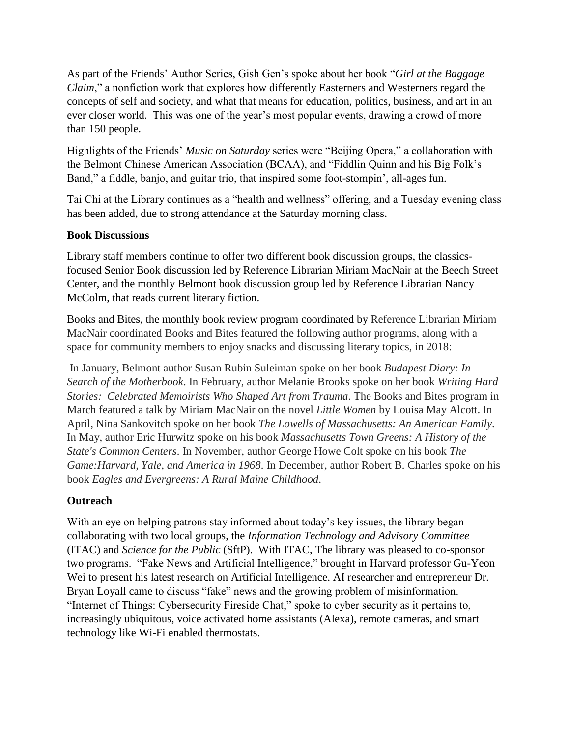As part of the Friends' Author Series, Gish Gen's spoke about her book "*Girl at the Baggage Claim*," a nonfiction work that explores how differently Easterners and Westerners regard the concepts of self and society, and what that means for education, politics, business, and art in an ever closer world. This was one of the year's most popular events, drawing a crowd of more than 150 people.

Highlights of the Friends' *Music on Saturday* series were "Beijing Opera," a collaboration with the Belmont Chinese American Association (BCAA), and "Fiddlin Quinn and his Big Folk's Band," a fiddle, banjo, and guitar trio, that inspired some foot-stompin', all-ages fun.

Tai Chi at the Library continues as a "health and wellness" offering, and a Tuesday evening class has been added, due to strong attendance at the Saturday morning class.

**Book Discussions**

Library staff members continue to offer two different book discussion groups, the classics-focused Senior Book discussion led by Reference Librarian Miriam MacNair at the Beech Street Center, and the monthly Belmont book discussion group led by Reference Librarian Nancy McColm, that reads current literary fiction.

Books and Bites, the monthly book review program coordinated by Reference Librarian Miriam MacNair coordinated Books and Bites featured the following author programs, along with a space for community members to enjoy snacks and discussing literary topics, in 2018:

In January, Belmont author Susan Rubin Suleiman spoke on her book *Budapest Diary: In Search of the Motherbook*. In February, author Melanie Brooks spoke on her book *Writing Hard Stories: Celebrated Memoirists Who Shaped Art from Trauma*. The Books and Bites program in March featured a talk by Miriam MacNair on the novel *Little Women* by Louisa May Alcott. In April, Nina Sankovitch spoke on her book *The Lowells of Massachusetts: An American Family*. In May, author Eric Hurwitz spoke on his book *Massachusetts Town Greens: A History of the State's Common Centers*. In November, author George Howe Colt spoke on his book *The Game:Harvard, Yale, and America in 1968*. In December, author Robert B. Charles spoke on his book *Eagles and Evergreens: A Rural Maine Childhood*.

**Outreach**

With an eye on helping patrons stay informed about today's key issues, the library began collaborating with two local groups, the *Information Technology and Advisory Committee* (ITAC) and *Science for the Public* (SftP). With ITAC, The library was pleased to co-sponsor two programs. "Fake News and Artificial Intelligence," brought in Harvard professor Gu-Yeon Wei to present his latest research on Artificial Intelligence. AI researcher and entrepreneur Dr. Bryan Loyall came to discuss "fake" news and the growing problem of misinformation. "Internet of Things: Cybersecurity Fireside Chat," spoke to cyber security as it pertains to, increasingly ubiquitous, voice activated home assistants (Alexa), remote cameras, and smart technology like Wi-Fi enabled thermostats.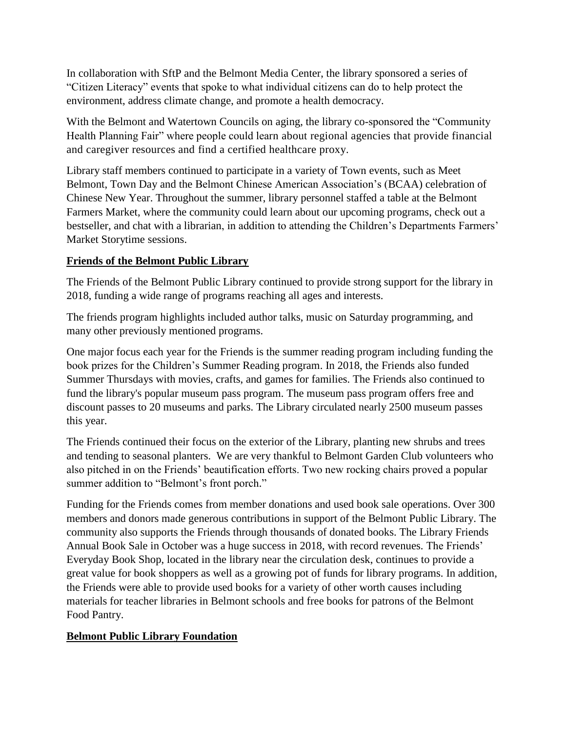In collaboration with SftP and the Belmont Media Center, the library sponsored a series of "Citizen Literacy" events that spoke to what individual citizens can do to help protect the environment, address climate change, and promote a health democracy.

With the Belmont and Watertown Councils on aging, the library co-sponsored the "Community Health Planning Fair" where people could learn about regional agencies that provide financial and caregiver resources and find a certified healthcare proxy.

Library staff members continued to participate in a variety of Town events, such as Meet Belmont, Town Day and the Belmont Chinese American Association's (BCAA) celebration of Chinese New Year. Throughout the summer, library personnel staffed a table at the Belmont Farmers Market, where the community could learn about our upcoming programs, check out a bestseller, and chat with a librarian, in addition to attending the Children's Departments Farmers' Market Storytime sessions.

## Friends of the Belmont Public Library

The Friends of the Belmont Public Library continued to provide strong support for the library in 2018, funding a wide range of programs reaching all ages and interests.

The friends program highlights included author talks, music on Saturday programming, and many other previously mentioned programs.

One major focus each year for the Friends is the summer reading program including funding the book prizes for the Children's Summer Reading program. In 2018, the Friends also funded Summer Thursdays with movies, crafts, and games for families. The Friends also continued to fund the library's popular museum pass program. The museum pass program offers free and discount passes to 20 museums and parks. The Library circulated nearly 2500 museum passes this year.

The Friends continued their focus on the exterior of the Library, planting new shrubs and trees and tending to seasonal planters. We are very thankful to Belmont Garden Club volunteers who also pitched in on the Friends' beautification efforts. Two new rocking chairs proved a popular summer addition to "Belmont's front porch."

Funding for the Friends comes from member donations and used book sale operations. Over 300 members and donors made generous contributions in support of the Belmont Public Library. The community also supports the Friends through thousands of donated books. The Library Friends Annual Book Sale in October was a huge success in 2018, with record revenues. The Friends' Everyday Book Shop, located in the library near the circulation desk, continues to provide a great value for book shoppers as well as a growing pot of funds for library programs. In addition, the Friends were able to provide used books for a variety of other worth causes including materials for teacher libraries in Belmont schools and free books for patrons of the Belmont Food Pantry.

## Belmont Public Library Foundation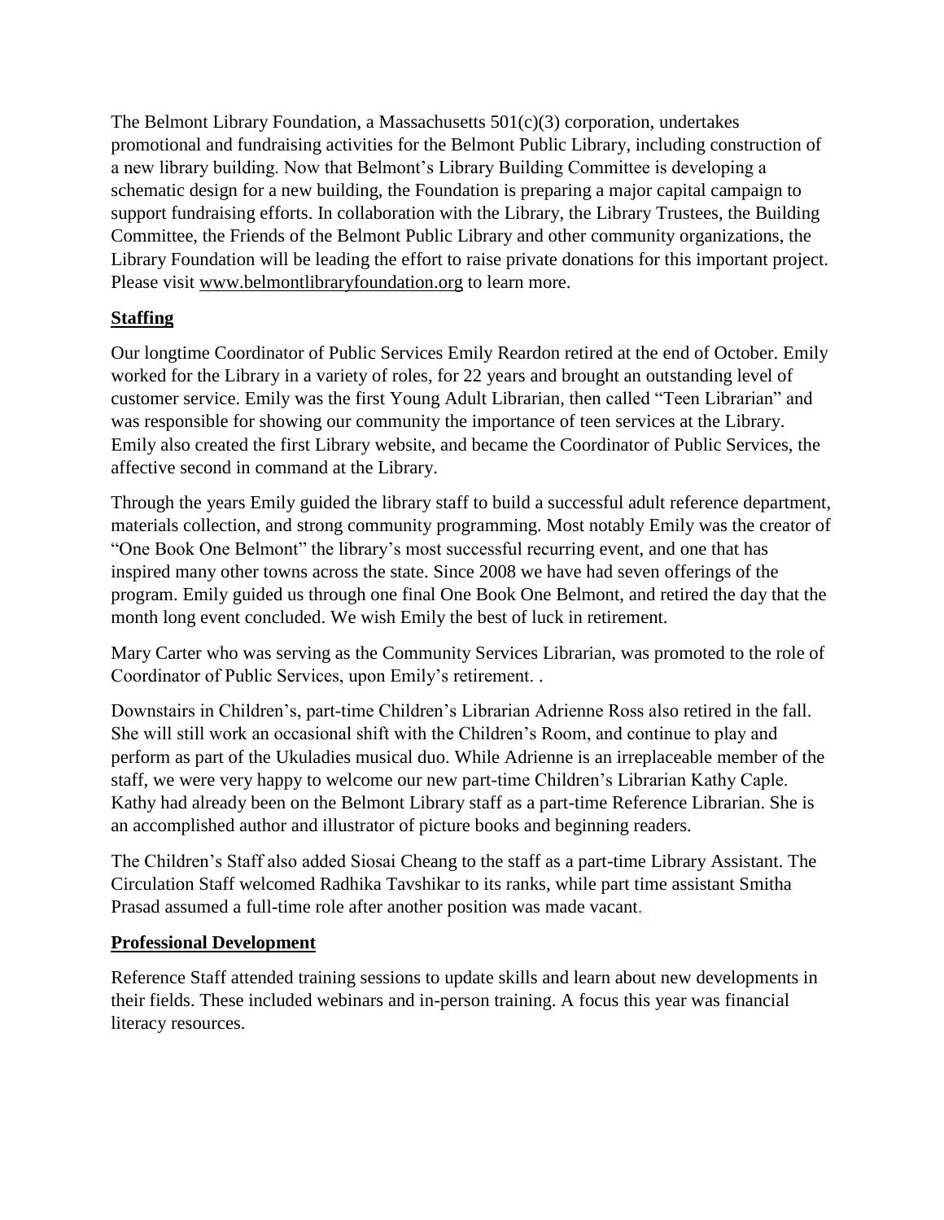The Belmont Library Foundation, a Massachusetts 501(c)(3) corporation, undertakes promotional and fundraising activities for the Belmont Public Library, including construction of a new library building. Now that Belmont's Library Building Committee is developing a schematic design for a new building, the Foundation is preparing a major capital campaign to support fundraising efforts. In collaboration with the Library, the Library Trustees, the Building Committee, the Friends of the Belmont Public Library and other community organizations, the Library Foundation will be leading the effort to raise private donations for this important project. Please visit www.belmontlibraryfoundation.org to learn more.

## Staffing

Our longtime Coordinator of Public Services Emily Reardon retired at the end of October. Emily worked for the Library in a variety of roles, for 22 years and brought an outstanding level of customer service. Emily was the first Young Adult Librarian, then called "Teen Librarian" and was responsible for showing our community the importance of teen services at the Library. Emily also created the first Library website, and became the Coordinator of Public Services, the affective second in command at the Library.

Through the years Emily guided the library staff to build a successful adult reference department, materials collection, and strong community programming. Most notably Emily was the creator of "One Book One Belmont" the library's most successful recurring event, and one that has inspired many other towns across the state. Since 2008 we have had seven offerings of the program. Emily guided us through one final One Book One Belmont, and retired the day that the month long event concluded. We wish Emily the best of luck in retirement.

Mary Carter who was serving as the Community Services Librarian, was promoted to the role of Coordinator of Public Services, upon Emily's retirement. .

Downstairs in Children's, part-time Children's Librarian Adrienne Ross also retired in the fall. She will still work an occasional shift with the Children's Room, and continue to play and perform as part of the Ukuladies musical duo. While Adrienne is an irreplaceable member of the staff, we were very happy to welcome our new part-time Children's Librarian Kathy Caple. Kathy had already been on the Belmont Library staff as a part-time Reference Librarian. She is an accomplished author and illustrator of picture books and beginning readers.

The Children's Staff also added Siosai Cheang to the staff as a part-time Library Assistant. The Circulation Staff welcomed Radhika Tavshikar to its ranks, while part time assistant Smitha Prasad assumed a full-time role after another position was made vacant.

## Professional Development

Reference Staff attended training sessions to update skills and learn about new developments in their fields. These included webinars and in-person training. A focus this year was financial literacy resources.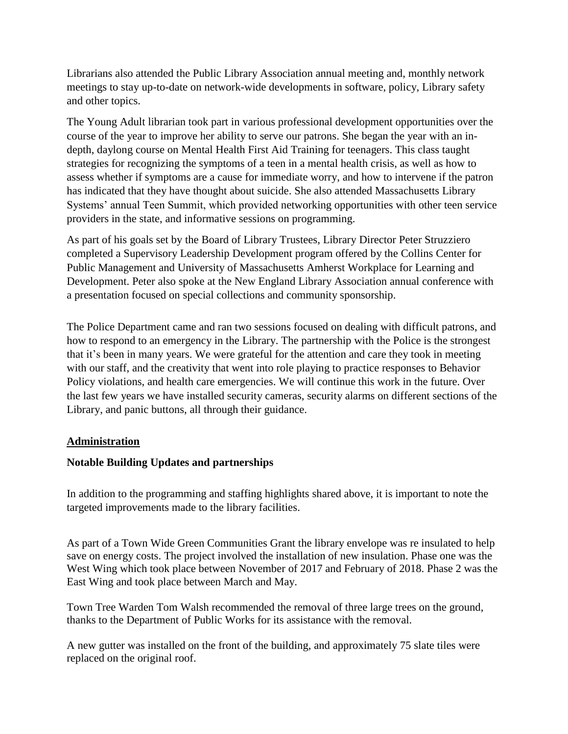Librarians also attended the Public Library Association annual meeting and, monthly network meetings to stay up-to-date on network-wide developments in software, policy, Library safety and other topics.

The Young Adult librarian took part in various professional development opportunities over the course of the year to improve her ability to serve our patrons. She began the year with an in-depth, daylong course on Mental Health First Aid Training for teenagers. This class taught strategies for recognizing the symptoms of a teen in a mental health crisis, as well as how to assess whether if symptoms are a cause for immediate worry, and how to intervene if the patron has indicated that they have thought about suicide. She also attended Massachusetts Library Systems' annual Teen Summit, which provided networking opportunities with other teen service providers in the state, and informative sessions on programming.

As part of his goals set by the Board of Library Trustees, Library Director Peter Struzziero completed a Supervisory Leadership Development program offered by the Collins Center for Public Management and University of Massachusetts Amherst Workplace for Learning and Development. Peter also spoke at the New England Library Association annual conference with a presentation focused on special collections and community sponsorship.

The Police Department came and ran two sessions focused on dealing with difficult patrons, and how to respond to an emergency in the Library. The partnership with the Police is the strongest that it's been in many years. We were grateful for the attention and care they took in meeting with our staff, and the creativity that went into role playing to practice responses to Behavior Policy violations, and health care emergencies. We will continue this work in the future. Over the last few years we have installed security cameras, security alarms on different sections of the Library, and panic buttons, all through their guidance.

## Administration

### Notable Building Updates and partnerships

In addition to the programming and staffing highlights shared above, it is important to note the targeted improvements made to the library facilities.

As part of a Town Wide Green Communities Grant the library envelope was re insulated to help save on energy costs. The project involved the installation of new insulation. Phase one was the West Wing which took place between November of 2017 and February of 2018. Phase 2 was the East Wing and took place between March and May.

Town Tree Warden Tom Walsh recommended the removal of three large trees on the ground, thanks to the Department of Public Works for its assistance with the removal.

A new gutter was installed on the front of the building, and approximately 75 slate tiles were replaced on the original roof.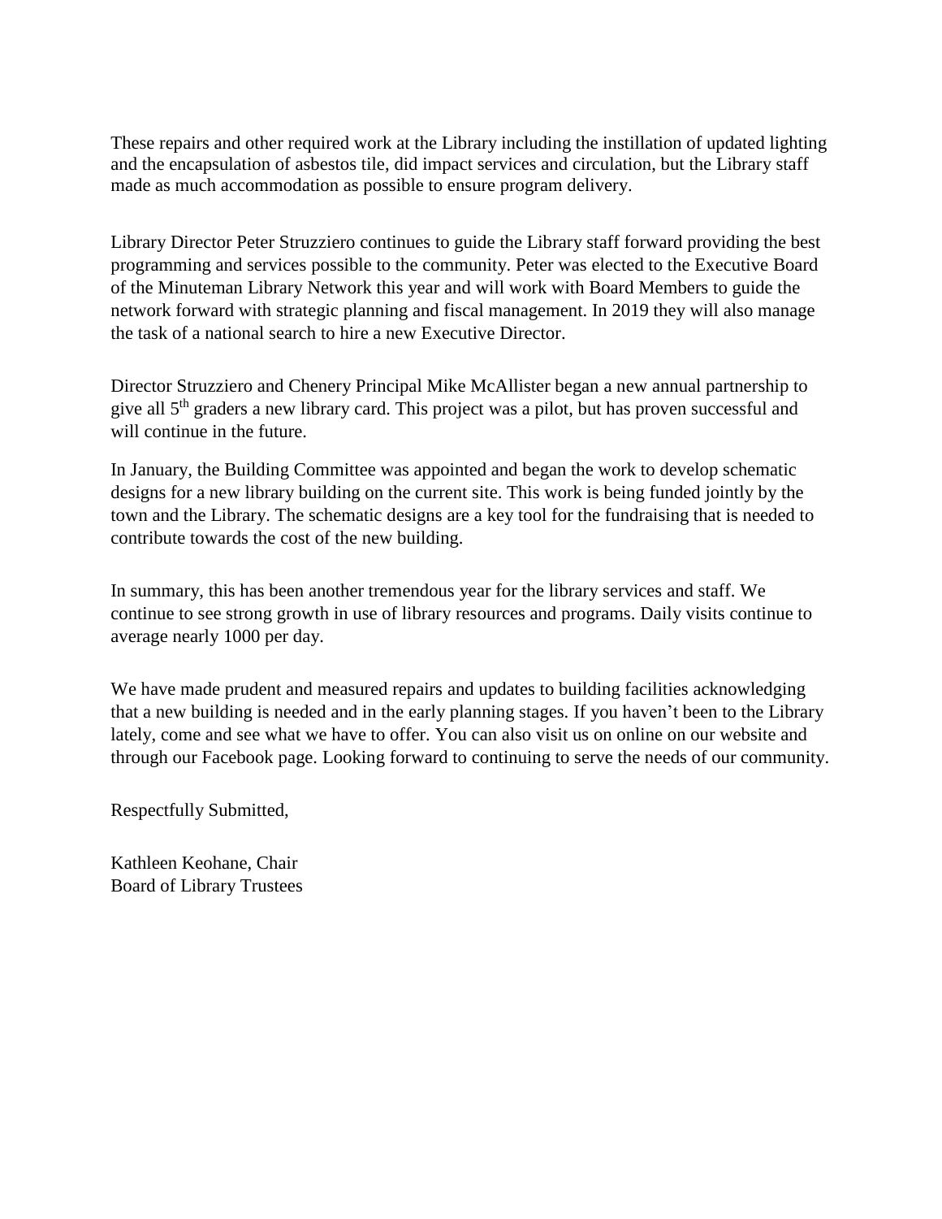These repairs and other required work at the Library including the instillation of updated lighting and the encapsulation of asbestos tile, did impact services and circulation, but the Library staff made as much accommodation as possible to ensure program delivery.

Library Director Peter Struzziero continues to guide the Library staff forward providing the best programming and services possible to the community. Peter was elected to the Executive Board of the Minuteman Library Network this year and will work with Board Members to guide the network forward with strategic planning and fiscal management. In 2019 they will also manage the task of a national search to hire a new Executive Director.

Director Struzziero and Chenery Principal Mike McAllister began a new annual partnership to give all 5th graders a new library card. This project was a pilot, but has proven successful and will continue in the future.

In January, the Building Committee was appointed and began the work to develop schematic designs for a new library building on the current site. This work is being funded jointly by the town and the Library. The schematic designs are a key tool for the fundraising that is needed to contribute towards the cost of the new building.

In summary, this has been another tremendous year for the library services and staff. We continue to see strong growth in use of library resources and programs. Daily visits continue to average nearly 1000 per day.

We have made prudent and measured repairs and updates to building facilities acknowledging that a new building is needed and in the early planning stages. If you haven't been to the Library lately, come and see what we have to offer. You can also visit us on online on our website and through our Facebook page. Looking forward to continuing to serve the needs of our community.

Respectfully Submitted,

Kathleen Keohane, Chair
Board of Library Trustees